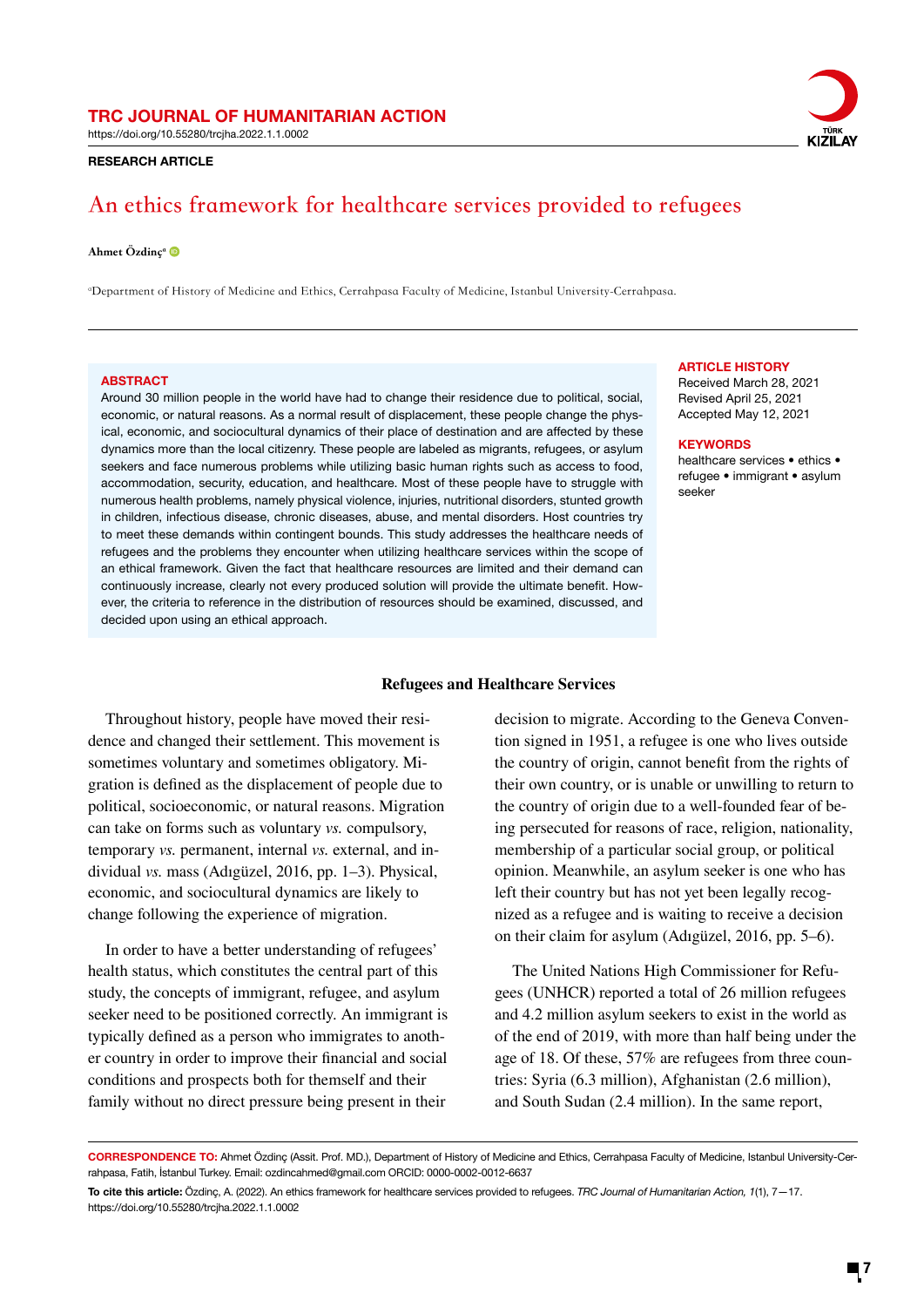TRC JOURNAL OF HUMANITARIAN ACTION

https://doi.org/10.55280/trcjha.2022.1.1.0002

**RESEARCH ARTICLE**

# An ethics framework for healthcare services provided to refugees

**Ahmet Özdinç**[a]

[a]Department of History of Medicine and Ethics, Cerrahpasa Faculty of Medicine, Istanbul University-Cerrahpasa.

**ABSTRACT**

Around 30 million people in the world have had to change their residence due to political, social, economic, or natural reasons. As a normal result of displacement, these people change the physical, economic, and sociocultural dynamics of their place of destination and are affected by these dynamics more than the local citizenry. These people are labeled as migrants, refugees, or asylum seekers and face numerous problems while utilizing basic human rights such as access to food, accommodation, security, education, and healthcare. Most of these people have to struggle with numerous health problems, namely physical violence, injuries, nutritional disorders, stunted growth in children, infectious disease, chronic diseases, abuse, and mental disorders. Host countries try to meet these demands within contingent bounds. This study addresses the healthcare needs of refugees and the problems they encounter when utilizing healthcare services within the scope of an ethical framework. Given the fact that healthcare resources are limited and their demand can continuously increase, clearly not every produced solution will provide the ultimate benefit. However, the criteria to reference in the distribution of resources should be examined, discussed, and decided upon using an ethical approach.

**ARTICLE HISTORY**

Received March 28, 2021
Revised April 25, 2021
Accepted May 12, 2021

**KEYWORDS**

healthcare services • ethics • refugee • immigrant • asylum seeker

## Refugees and Healthcare Services

Throughout history, people have moved their residence and changed their settlement. This movement is sometimes voluntary and sometimes obligatory. Migration is defined as the displacement of people due to political, socioeconomic, or natural reasons. Migration can take on forms such as voluntary *vs.* compulsory, temporary *vs.* permanent, internal *vs.* external, and individual *vs.* mass (Adıgüzel, 2016, pp. 1–3). Physical, economic, and sociocultural dynamics are likely to change following the experience of migration.

In order to have a better understanding of refugees' health status, which constitutes the central part of this study, the concepts of immigrant, refugee, and asylum seeker need to be positioned correctly. An immigrant is typically defined as a person who immigrates to another country in order to improve their financial and social conditions and prospects both for themself and their family without no direct pressure being present in their decision to migrate. According to the Geneva Convention signed in 1951, a refugee is one who lives outside the country of origin, cannot benefit from the rights of their own country, or is unable or unwilling to return to the country of origin due to a well-founded fear of being persecuted for reasons of race, religion, nationality, membership of a particular social group, or political opinion. Meanwhile, an asylum seeker is one who has left their country but has not yet been legally recognized as a refugee and is waiting to receive a decision on their claim for asylum (Adıgüzel, 2016, pp. 5–6).

The United Nations High Commissioner for Refugees (UNHCR) reported a total of 26 million refugees and 4.2 million asylum seekers to exist in the world as of the end of 2019, with more than half being under the age of 18. Of these, 57% are refugees from three countries: Syria (6.3 million), Afghanistan (2.6 million), and South Sudan (2.4 million). In the same report,

**CORRESPONDENCE TO:** Ahmet Özdinç (Assit. Prof. MD.), Department of History of Medicine and Ethics, Cerrahpasa Faculty of Medicine, Istanbul University-Cerrahpasa, Fatih, İstanbul Turkey. Email: ozdincahmed@gmail.com ORCID: 0000-0002-0012-6637

**To cite this article:** Özdinç, A. (2022). An ethics framework for healthcare services provided to refugees. *TRC Journal of Humanitarian Action, 1*(1), 7—17. https://doi.org/10.55280/trcjha.2022.1.1.0002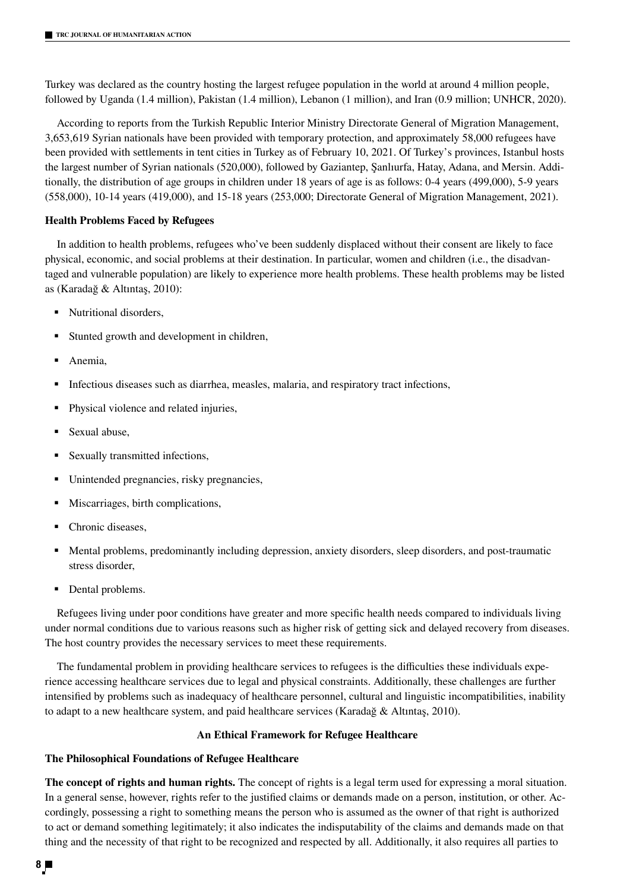Turkey was declared as the country hosting the largest refugee population in the world at around 4 million people, followed by Uganda (1.4 million), Pakistan (1.4 million), Lebanon (1 million), and Iran (0.9 million; UNHCR, 2020).

According to reports from the Turkish Republic Interior Ministry Directorate General of Migration Management, 3,653,619 Syrian nationals have been provided with temporary protection, and approximately 58,000 refugees have been provided with settlements in tent cities in Turkey as of February 10, 2021. Of Turkey's provinces, Istanbul hosts the largest number of Syrian nationals (520,000), followed by Gaziantep, Şanlıurfa, Hatay, Adana, and Mersin. Additionally, the distribution of age groups in children under 18 years of age is as follows: 0-4 years (499,000), 5-9 years (558,000), 10-14 years (419,000), and 15-18 years (253,000; Directorate General of Migration Management, 2021).

### Health Problems Faced by Refugees

In addition to health problems, refugees who've been suddenly displaced without their consent are likely to face physical, economic, and social problems at their destination. In particular, women and children (i.e., the disadvantaged and vulnerable population) are likely to experience more health problems. These health problems may be listed as (Karadağ & Altıntaş, 2010):

- Nutritional disorders,
- Stunted growth and development in children,
- Anemia,
- Infectious diseases such as diarrhea, measles, malaria, and respiratory tract infections,
- Physical violence and related injuries,
- Sexual abuse,
- Sexually transmitted infections,
- Unintended pregnancies, risky pregnancies,
- Miscarriages, birth complications,
- Chronic diseases,
- Mental problems, predominantly including depression, anxiety disorders, sleep disorders, and post-traumatic stress disorder,
- Dental problems.

Refugees living under poor conditions have greater and more specific health needs compared to individuals living under normal conditions due to various reasons such as higher risk of getting sick and delayed recovery from diseases. The host country provides the necessary services to meet these requirements.

The fundamental problem in providing healthcare services to refugees is the difficulties these individuals experience accessing healthcare services due to legal and physical constraints. Additionally, these challenges are further intensified by problems such as inadequacy of healthcare personnel, cultural and linguistic incompatibilities, inability to adapt to a new healthcare system, and paid healthcare services (Karadağ & Altıntaş, 2010).

## An Ethical Framework for Refugee Healthcare

### The Philosophical Foundations of Refugee Healthcare

**The concept of rights and human rights.** The concept of rights is a legal term used for expressing a moral situation. In a general sense, however, rights refer to the justified claims or demands made on a person, institution, or other. Accordingly, possessing a right to something means the person who is assumed as the owner of that right is authorized to act or demand something legitimately; it also indicates the indisputability of the claims and demands made on that thing and the necessity of that right to be recognized and respected by all. Additionally, it also requires all parties to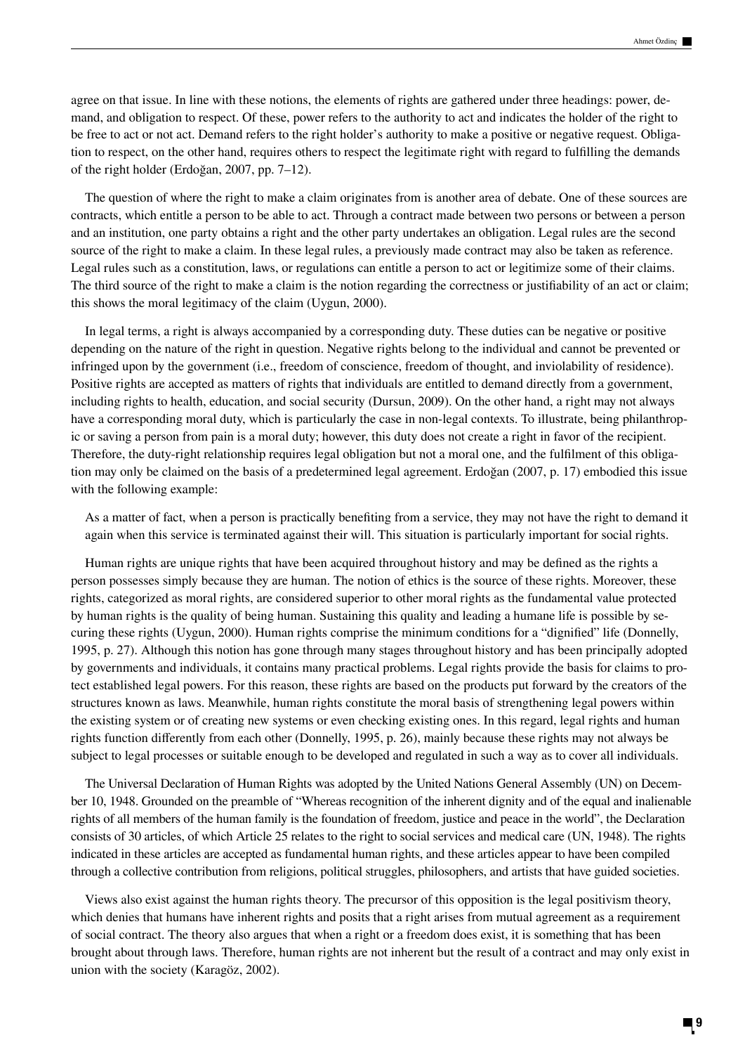agree on that issue. In line with these notions, the elements of rights are gathered under three headings: power, demand, and obligation to respect. Of these, power refers to the authority to act and indicates the holder of the right to be free to act or not act. Demand refers to the right holder's authority to make a positive or negative request. Obligation to respect, on the other hand, requires others to respect the legitimate right with regard to fulfilling the demands of the right holder (Erdoğan, 2007, pp. 7–12).

The question of where the right to make a claim originates from is another area of debate. One of these sources are contracts, which entitle a person to be able to act. Through a contract made between two persons or between a person and an institution, one party obtains a right and the other party undertakes an obligation. Legal rules are the second source of the right to make a claim. In these legal rules, a previously made contract may also be taken as reference. Legal rules such as a constitution, laws, or regulations can entitle a person to act or legitimize some of their claims. The third source of the right to make a claim is the notion regarding the correctness or justifiability of an act or claim; this shows the moral legitimacy of the claim (Uygun, 2000).

In legal terms, a right is always accompanied by a corresponding duty. These duties can be negative or positive depending on the nature of the right in question. Negative rights belong to the individual and cannot be prevented or infringed upon by the government (i.e., freedom of conscience, freedom of thought, and inviolability of residence). Positive rights are accepted as matters of rights that individuals are entitled to demand directly from a government, including rights to health, education, and social security (Dursun, 2009). On the other hand, a right may not always have a corresponding moral duty, which is particularly the case in non-legal contexts. To illustrate, being philanthropic or saving a person from pain is a moral duty; however, this duty does not create a right in favor of the recipient. Therefore, the duty-right relationship requires legal obligation but not a moral one, and the fulfilment of this obligation may only be claimed on the basis of a predetermined legal agreement. Erdoğan (2007, p. 17) embodied this issue with the following example:

> As a matter of fact, when a person is practically benefiting from a service, they may not have the right to demand it again when this service is terminated against their will. This situation is particularly important for social rights.

Human rights are unique rights that have been acquired throughout history and may be defined as the rights a person possesses simply because they are human. The notion of ethics is the source of these rights. Moreover, these rights, categorized as moral rights, are considered superior to other moral rights as the fundamental value protected by human rights is the quality of being human. Sustaining this quality and leading a humane life is possible by securing these rights (Uygun, 2000). Human rights comprise the minimum conditions for a "dignified" life (Donnelly, 1995, p. 27). Although this notion has gone through many stages throughout history and has been principally adopted by governments and individuals, it contains many practical problems. Legal rights provide the basis for claims to protect established legal powers. For this reason, these rights are based on the products put forward by the creators of the structures known as laws. Meanwhile, human rights constitute the moral basis of strengthening legal powers within the existing system or of creating new systems or even checking existing ones. In this regard, legal rights and human rights function differently from each other (Donnelly, 1995, p. 26), mainly because these rights may not always be subject to legal processes or suitable enough to be developed and regulated in such a way as to cover all individuals.

The Universal Declaration of Human Rights was adopted by the United Nations General Assembly (UN) on December 10, 1948. Grounded on the preamble of "Whereas recognition of the inherent dignity and of the equal and inalienable rights of all members of the human family is the foundation of freedom, justice and peace in the world", the Declaration consists of 30 articles, of which Article 25 relates to the right to social services and medical care (UN, 1948). The rights indicated in these articles are accepted as fundamental human rights, and these articles appear to have been compiled through a collective contribution from religions, political struggles, philosophers, and artists that have guided societies.

Views also exist against the human rights theory. The precursor of this opposition is the legal positivism theory, which denies that humans have inherent rights and posits that a right arises from mutual agreement as a requirement of social contract. The theory also argues that when a right or a freedom does exist, it is something that has been brought about through laws. Therefore, human rights are not inherent but the result of a contract and may only exist in union with the society (Karagöz, 2002).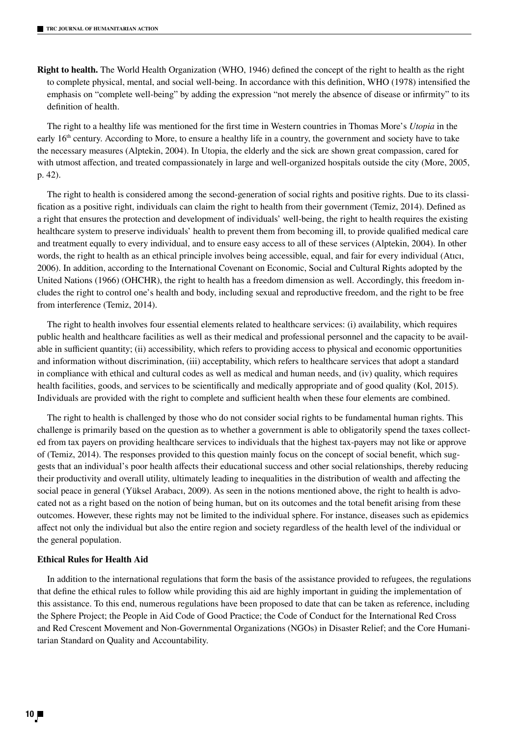**Right to health.** The World Health Organization (WHO, 1946) defined the concept of the right to health as the right to complete physical, mental, and social well-being. In accordance with this definition, WHO (1978) intensified the emphasis on "complete well-being" by adding the expression "not merely the absence of disease or infirmity" to its definition of health.

The right to a healthy life was mentioned for the first time in Western countries in Thomas More's *Utopia* in the early 16th century. According to More, to ensure a healthy life in a country, the government and society have to take the necessary measures (Alptekin, 2004). In Utopia, the elderly and the sick are shown great compassion, cared for with utmost affection, and treated compassionately in large and well-organized hospitals outside the city (More, 2005, p. 42).

The right to health is considered among the second-generation of social rights and positive rights. Due to its classification as a positive right, individuals can claim the right to health from their government (Temiz, 2014). Defined as a right that ensures the protection and development of individuals' well-being, the right to health requires the existing healthcare system to preserve individuals' health to prevent them from becoming ill, to provide qualified medical care and treatment equally to every individual, and to ensure easy access to all of these services (Alptekin, 2004). In other words, the right to health as an ethical principle involves being accessible, equal, and fair for every individual (Atıcı, 2006). In addition, according to the International Covenant on Economic, Social and Cultural Rights adopted by the United Nations (1966) (OHCHR), the right to health has a freedom dimension as well. Accordingly, this freedom includes the right to control one's health and body, including sexual and reproductive freedom, and the right to be free from interference (Temiz, 2014).

The right to health involves four essential elements related to healthcare services: (i) availability, which requires public health and healthcare facilities as well as their medical and professional personnel and the capacity to be available in sufficient quantity; (ii) accessibility, which refers to providing access to physical and economic opportunities and information without discrimination, (iii) acceptability, which refers to healthcare services that adopt a standard in compliance with ethical and cultural codes as well as medical and human needs, and (iv) quality, which requires health facilities, goods, and services to be scientifically and medically appropriate and of good quality (Kol, 2015). Individuals are provided with the right to complete and sufficient health when these four elements are combined.

The right to health is challenged by those who do not consider social rights to be fundamental human rights. This challenge is primarily based on the question as to whether a government is able to obligatorily spend the taxes collected from tax payers on providing healthcare services to individuals that the highest tax-payers may not like or approve of (Temiz, 2014). The responses provided to this question mainly focus on the concept of social benefit, which suggests that an individual's poor health affects their educational success and other social relationships, thereby reducing their productivity and overall utility, ultimately leading to inequalities in the distribution of wealth and affecting the social peace in general (Yüksel Arabacı, 2009). As seen in the notions mentioned above, the right to health is advocated not as a right based on the notion of being human, but on its outcomes and the total benefit arising from these outcomes. However, these rights may not be limited to the individual sphere. For instance, diseases such as epidemics affect not only the individual but also the entire region and society regardless of the health level of the individual or the general population.

### Ethical Rules for Health Aid

In addition to the international regulations that form the basis of the assistance provided to refugees, the regulations that define the ethical rules to follow while providing this aid are highly important in guiding the implementation of this assistance. To this end, numerous regulations have been proposed to date that can be taken as reference, including the Sphere Project; the People in Aid Code of Good Practice; the Code of Conduct for the International Red Cross and Red Crescent Movement and Non-Governmental Organizations (NGOs) in Disaster Relief; and the Core Humanitarian Standard on Quality and Accountability.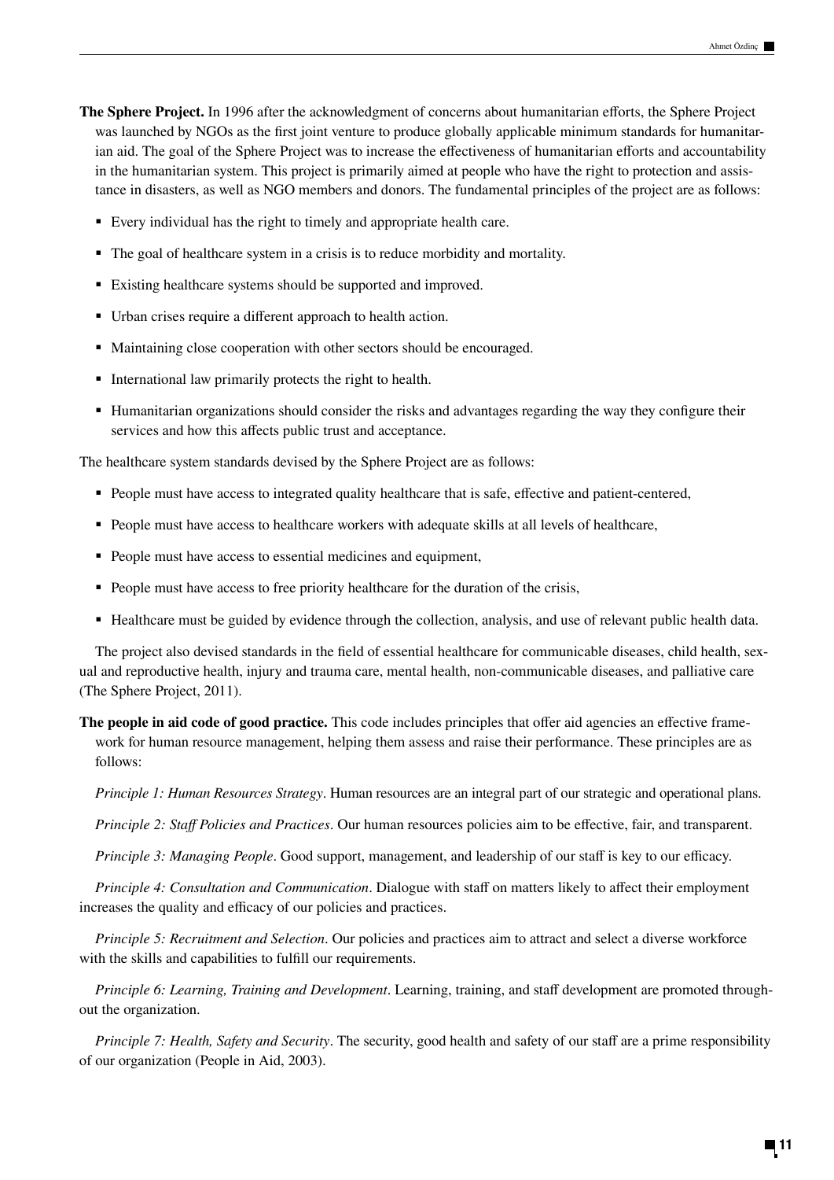**The Sphere Project.** In 1996 after the acknowledgment of concerns about humanitarian efforts, the Sphere Project was launched by NGOs as the first joint venture to produce globally applicable minimum standards for humanitarian aid. The goal of the Sphere Project was to increase the effectiveness of humanitarian efforts and accountability in the humanitarian system. This project is primarily aimed at people who have the right to protection and assistance in disasters, as well as NGO members and donors. The fundamental principles of the project are as follows:

- Every individual has the right to timely and appropriate health care.
- The goal of healthcare system in a crisis is to reduce morbidity and mortality.
- Existing healthcare systems should be supported and improved.
- Urban crises require a different approach to health action.
- Maintaining close cooperation with other sectors should be encouraged.
- International law primarily protects the right to health.
- Humanitarian organizations should consider the risks and advantages regarding the way they configure their services and how this affects public trust and acceptance.

The healthcare system standards devised by the Sphere Project are as follows:

- People must have access to integrated quality healthcare that is safe, effective and patient-centered,
- People must have access to healthcare workers with adequate skills at all levels of healthcare,
- People must have access to essential medicines and equipment,
- People must have access to free priority healthcare for the duration of the crisis,
- Healthcare must be guided by evidence through the collection, analysis, and use of relevant public health data.

The project also devised standards in the field of essential healthcare for communicable diseases, child health, sexual and reproductive health, injury and trauma care, mental health, non-communicable diseases, and palliative care (The Sphere Project, 2011).

**The people in aid code of good practice.** This code includes principles that offer aid agencies an effective framework for human resource management, helping them assess and raise their performance. These principles are as follows:

*Principle 1: Human Resources Strategy*. Human resources are an integral part of our strategic and operational plans.

*Principle 2: Staff Policies and Practices*. Our human resources policies aim to be effective, fair, and transparent.

*Principle 3: Managing People*. Good support, management, and leadership of our staff is key to our efficacy.

*Principle 4: Consultation and Communication*. Dialogue with staff on matters likely to affect their employment increases the quality and efficacy of our policies and practices.

*Principle 5: Recruitment and Selection*. Our policies and practices aim to attract and select a diverse workforce with the skills and capabilities to fulfill our requirements.

*Principle 6: Learning, Training and Development*. Learning, training, and staff development are promoted throughout the organization.

*Principle 7: Health, Safety and Security*. The security, good health and safety of our staff are a prime responsibility of our organization (People in Aid, 2003).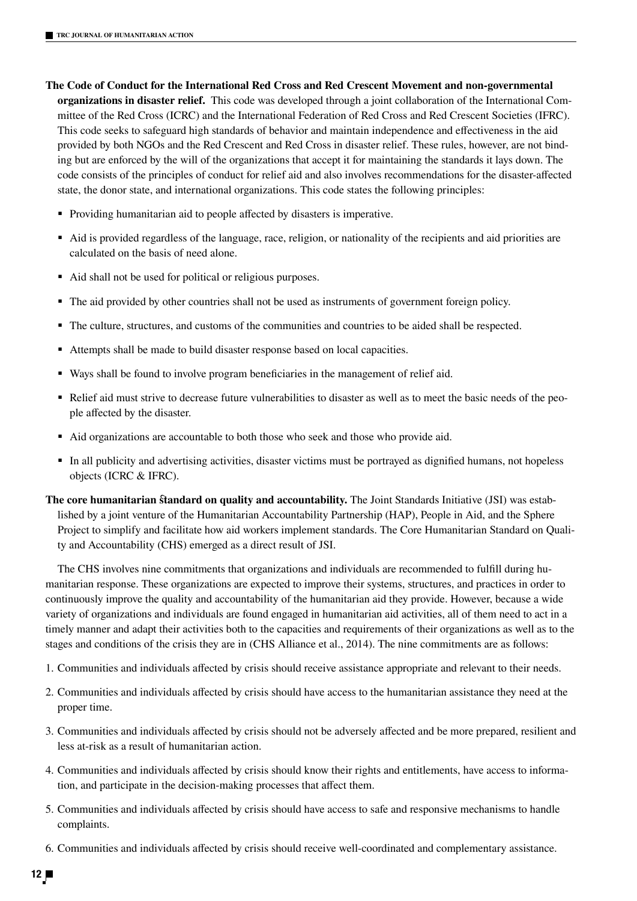**The Code of Conduct for the International Red Cross and Red Crescent Movement and non-governmental organizations in disaster relief.** This code was developed through a joint collaboration of the International Committee of the Red Cross (ICRC) and the International Federation of Red Cross and Red Crescent Societies (IFRC). This code seeks to safeguard high standards of behavior and maintain independence and effectiveness in the aid provided by both NGOs and the Red Crescent and Red Cross in disaster relief. These rules, however, are not binding but are enforced by the will of the organizations that accept it for maintaining the standards it lays down. The code consists of the principles of conduct for relief aid and also involves recommendations for the disaster-affected state, the donor state, and international organizations. This code states the following principles:

- Providing humanitarian aid to people affected by disasters is imperative.
- Aid is provided regardless of the language, race, religion, or nationality of the recipients and aid priorities are calculated on the basis of need alone.
- Aid shall not be used for political or religious purposes.
- The aid provided by other countries shall not be used as instruments of government foreign policy.
- The culture, structures, and customs of the communities and countries to be aided shall be respected.
- Attempts shall be made to build disaster response based on local capacities.
- Ways shall be found to involve program beneficiaries in the management of relief aid.
- Relief aid must strive to decrease future vulnerabilities to disaster as well as to meet the basic needs of the people affected by the disaster.
- Aid organizations are accountable to both those who seek and those who provide aid.
- In all publicity and advertising activities, disaster victims must be portrayed as dignified humans, not hopeless objects (ICRC & IFRC).

**The core humanitarian standard on quality and accountability.** The Joint Standards Initiative (JSI) was established by a joint venture of the Humanitarian Accountability Partnership (HAP), People in Aid, and the Sphere Project to simplify and facilitate how aid workers implement standards. The Core Humanitarian Standard on Quality and Accountability (CHS) emerged as a direct result of JSI.

The CHS involves nine commitments that organizations and individuals are recommended to fulfill during humanitarian response. These organizations are expected to improve their systems, structures, and practices in order to continuously improve the quality and accountability of the humanitarian aid they provide. However, because a wide variety of organizations and individuals are found engaged in humanitarian aid activities, all of them need to act in a timely manner and adapt their activities both to the capacities and requirements of their organizations as well as to the stages and conditions of the crisis they are in (CHS Alliance et al., 2014). The nine commitments are as follows:

1. Communities and individuals affected by crisis should receive assistance appropriate and relevant to their needs.
2. Communities and individuals affected by crisis should have access to the humanitarian assistance they need at the proper time.
3. Communities and individuals affected by crisis should not be adversely affected and be more prepared, resilient and less at-risk as a result of humanitarian action.
4. Communities and individuals affected by crisis should know their rights and entitlements, have access to information, and participate in the decision-making processes that affect them.
5. Communities and individuals affected by crisis should have access to safe and responsive mechanisms to handle complaints.
6. Communities and individuals affected by crisis should receive well-coordinated and complementary assistance.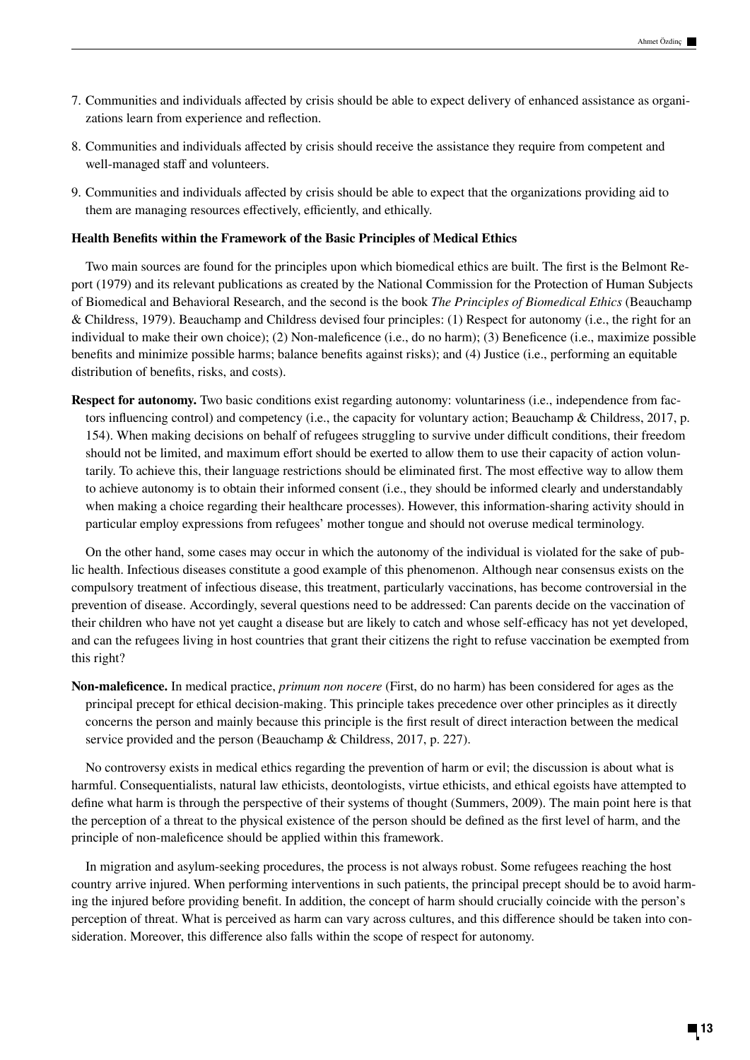7. Communities and individuals affected by crisis should be able to expect delivery of enhanced assistance as organizations learn from experience and reflection.

8. Communities and individuals affected by crisis should receive the assistance they require from competent and well-managed staff and volunteers.

9. Communities and individuals affected by crisis should be able to expect that the organizations providing aid to them are managing resources effectively, efficiently, and ethically.

**Health Benefits within the Framework of the Basic Principles of Medical Ethics**

Two main sources are found for the principles upon which biomedical ethics are built. The first is the Belmont Report (1979) and its relevant publications as created by the National Commission for the Protection of Human Subjects of Biomedical and Behavioral Research, and the second is the book *The Principles of Biomedical Ethics* (Beauchamp & Childress, 1979). Beauchamp and Childress devised four principles: (1) Respect for autonomy (i.e., the right for an individual to make their own choice); (2) Non-maleficence (i.e., do no harm); (3) Beneficence (i.e., maximize possible benefits and minimize possible harms; balance benefits against risks); and (4) Justice (i.e., performing an equitable distribution of benefits, risks, and costs).

**Respect for autonomy.** Two basic conditions exist regarding autonomy: voluntariness (i.e., independence from factors influencing control) and competency (i.e., the capacity for voluntary action; Beauchamp & Childress, 2017, p. 154). When making decisions on behalf of refugees struggling to survive under difficult conditions, their freedom should not be limited, and maximum effort should be exerted to allow them to use their capacity of action voluntarily. To achieve this, their language restrictions should be eliminated first. The most effective way to allow them to achieve autonomy is to obtain their informed consent (i.e., they should be informed clearly and understandably when making a choice regarding their healthcare processes). However, this information-sharing activity should in particular employ expressions from refugees' mother tongue and should not overuse medical terminology.

On the other hand, some cases may occur in which the autonomy of the individual is violated for the sake of public health. Infectious diseases constitute a good example of this phenomenon. Although near consensus exists on the compulsory treatment of infectious disease, this treatment, particularly vaccinations, has become controversial in the prevention of disease. Accordingly, several questions need to be addressed: Can parents decide on the vaccination of their children who have not yet caught a disease but are likely to catch and whose self-efficacy has not yet developed, and can the refugees living in host countries that grant their citizens the right to refuse vaccination be exempted from this right?

**Non-maleficence.** In medical practice, *primum non nocere* (First, do no harm) has been considered for ages as the principal precept for ethical decision-making. This principle takes precedence over other principles as it directly concerns the person and mainly because this principle is the first result of direct interaction between the medical service provided and the person (Beauchamp & Childress, 2017, p. 227).

No controversy exists in medical ethics regarding the prevention of harm or evil; the discussion is about what is harmful. Consequentialists, natural law ethicists, deontologists, virtue ethicists, and ethical egoists have attempted to define what harm is through the perspective of their systems of thought (Summers, 2009). The main point here is that the perception of a threat to the physical existence of the person should be defined as the first level of harm, and the principle of non-maleficence should be applied within this framework.

In migration and asylum-seeking procedures, the process is not always robust. Some refugees reaching the host country arrive injured. When performing interventions in such patients, the principal precept should be to avoid harming the injured before providing benefit. In addition, the concept of harm should crucially coincide with the person's perception of threat. What is perceived as harm can vary across cultures, and this difference should be taken into consideration. Moreover, this difference also falls within the scope of respect for autonomy.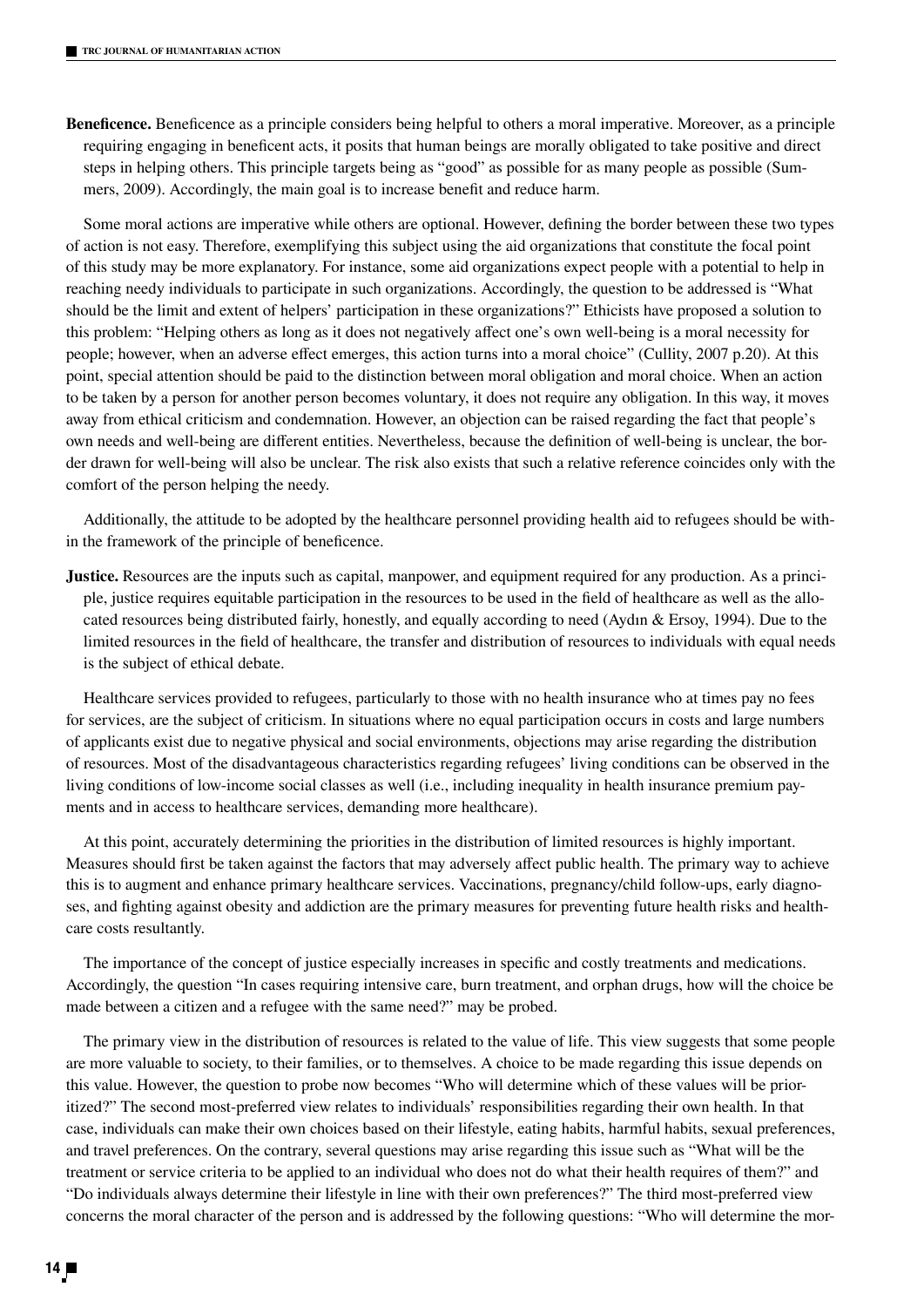**Beneficence.** Beneficence as a principle considers being helpful to others a moral imperative. Moreover, as a principle requiring engaging in beneficent acts, it posits that human beings are morally obligated to take positive and direct steps in helping others. This principle targets being as "good" as possible for as many people as possible (Summers, 2009). Accordingly, the main goal is to increase benefit and reduce harm.

Some moral actions are imperative while others are optional. However, defining the border between these two types of action is not easy. Therefore, exemplifying this subject using the aid organizations that constitute the focal point of this study may be more explanatory. For instance, some aid organizations expect people with a potential to help in reaching needy individuals to participate in such organizations. Accordingly, the question to be addressed is "What should be the limit and extent of helpers' participation in these organizations?" Ethicists have proposed a solution to this problem: "Helping others as long as it does not negatively affect one's own well-being is a moral necessity for people; however, when an adverse effect emerges, this action turns into a moral choice" (Cullity, 2007 p.20). At this point, special attention should be paid to the distinction between moral obligation and moral choice. When an action to be taken by a person for another person becomes voluntary, it does not require any obligation. In this way, it moves away from ethical criticism and condemnation. However, an objection can be raised regarding the fact that people's own needs and well-being are different entities. Nevertheless, because the definition of well-being is unclear, the border drawn for well-being will also be unclear. The risk also exists that such a relative reference coincides only with the comfort of the person helping the needy.

Additionally, the attitude to be adopted by the healthcare personnel providing health aid to refugees should be within the framework of the principle of beneficence.

**Justice.** Resources are the inputs such as capital, manpower, and equipment required for any production. As a principle, justice requires equitable participation in the resources to be used in the field of healthcare as well as the allocated resources being distributed fairly, honestly, and equally according to need (Aydın & Ersoy, 1994). Due to the limited resources in the field of healthcare, the transfer and distribution of resources to individuals with equal needs is the subject of ethical debate.

Healthcare services provided to refugees, particularly to those with no health insurance who at times pay no fees for services, are the subject of criticism. In situations where no equal participation occurs in costs and large numbers of applicants exist due to negative physical and social environments, objections may arise regarding the distribution of resources. Most of the disadvantageous characteristics regarding refugees' living conditions can be observed in the living conditions of low-income social classes as well (i.e., including inequality in health insurance premium payments and in access to healthcare services, demanding more healthcare).

At this point, accurately determining the priorities in the distribution of limited resources is highly important. Measures should first be taken against the factors that may adversely affect public health. The primary way to achieve this is to augment and enhance primary healthcare services. Vaccinations, pregnancy/child follow-ups, early diagnoses, and fighting against obesity and addiction are the primary measures for preventing future health risks and healthcare costs resultantly.

The importance of the concept of justice especially increases in specific and costly treatments and medications. Accordingly, the question "In cases requiring intensive care, burn treatment, and orphan drugs, how will the choice be made between a citizen and a refugee with the same need?" may be probed.

The primary view in the distribution of resources is related to the value of life. This view suggests that some people are more valuable to society, to their families, or to themselves. A choice to be made regarding this issue depends on this value. However, the question to probe now becomes "Who will determine which of these values will be prioritized?" The second most-preferred view relates to individuals' responsibilities regarding their own health. In that case, individuals can make their own choices based on their lifestyle, eating habits, harmful habits, sexual preferences, and travel preferences. On the contrary, several questions may arise regarding this issue such as "What will be the treatment or service criteria to be applied to an individual who does not do what their health requires of them?" and "Do individuals always determine their lifestyle in line with their own preferences?" The third most-preferred view concerns the moral character of the person and is addressed by the following questions: "Who will determine the mor-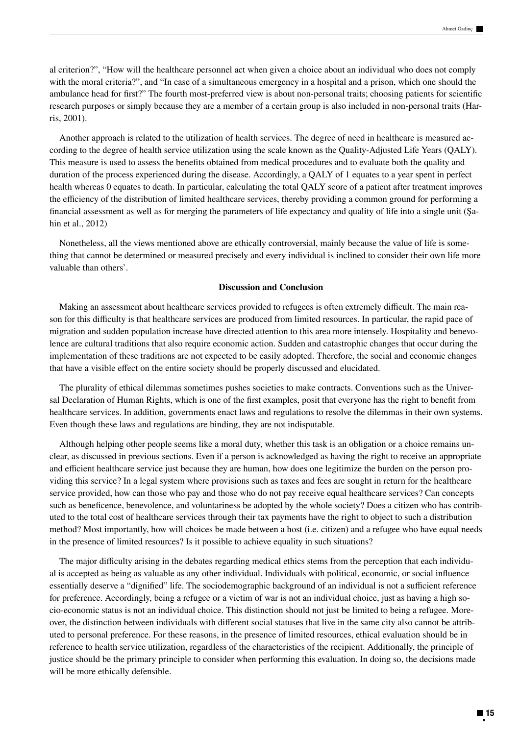al criterion?", "How will the healthcare personnel act when given a choice about an individual who does not comply with the moral criteria?", and "In case of a simultaneous emergency in a hospital and a prison, which one should the ambulance head for first?" The fourth most-preferred view is about non-personal traits; choosing patients for scientific research purposes or simply because they are a member of a certain group is also included in non-personal traits (Harris, 2001).

Another approach is related to the utilization of health services. The degree of need in healthcare is measured according to the degree of health service utilization using the scale known as the Quality-Adjusted Life Years (QALY). This measure is used to assess the benefits obtained from medical procedures and to evaluate both the quality and duration of the process experienced during the disease. Accordingly, a QALY of 1 equates to a year spent in perfect health whereas 0 equates to death. In particular, calculating the total QALY score of a patient after treatment improves the efficiency of the distribution of limited healthcare services, thereby providing a common ground for performing a financial assessment as well as for merging the parameters of life expectancy and quality of life into a single unit (Şahin et al., 2012)

Nonetheless, all the views mentioned above are ethically controversial, mainly because the value of life is something that cannot be determined or measured precisely and every individual is inclined to consider their own life more valuable than others'.

## Discussion and Conclusion

Making an assessment about healthcare services provided to refugees is often extremely difficult. The main reason for this difficulty is that healthcare services are produced from limited resources. In particular, the rapid pace of migration and sudden population increase have directed attention to this area more intensely. Hospitality and benevolence are cultural traditions that also require economic action. Sudden and catastrophic changes that occur during the implementation of these traditions are not expected to be easily adopted. Therefore, the social and economic changes that have a visible effect on the entire society should be properly discussed and elucidated.

The plurality of ethical dilemmas sometimes pushes societies to make contracts. Conventions such as the Universal Declaration of Human Rights, which is one of the first examples, posit that everyone has the right to benefit from healthcare services. In addition, governments enact laws and regulations to resolve the dilemmas in their own systems. Even though these laws and regulations are binding, they are not indisputable.

Although helping other people seems like a moral duty, whether this task is an obligation or a choice remains unclear, as discussed in previous sections. Even if a person is acknowledged as having the right to receive an appropriate and efficient healthcare service just because they are human, how does one legitimize the burden on the person providing this service? In a legal system where provisions such as taxes and fees are sought in return for the healthcare service provided, how can those who pay and those who do not pay receive equal healthcare services? Can concepts such as beneficence, benevolence, and voluntariness be adopted by the whole society? Does a citizen who has contributed to the total cost of healthcare services through their tax payments have the right to object to such a distribution method? Most importantly, how will choices be made between a host (i.e. citizen) and a refugee who have equal needs in the presence of limited resources? Is it possible to achieve equality in such situations?

The major difficulty arising in the debates regarding medical ethics stems from the perception that each individual is accepted as being as valuable as any other individual. Individuals with political, economic, or social influence essentially deserve a "dignified" life. The sociodemographic background of an individual is not a sufficient reference for preference. Accordingly, being a refugee or a victim of war is not an individual choice, just as having a high socio-economic status is not an individual choice. This distinction should not just be limited to being a refugee. Moreover, the distinction between individuals with different social statuses that live in the same city also cannot be attributed to personal preference. For these reasons, in the presence of limited resources, ethical evaluation should be in reference to health service utilization, regardless of the characteristics of the recipient. Additionally, the principle of justice should be the primary principle to consider when performing this evaluation. In doing so, the decisions made will be more ethically defensible.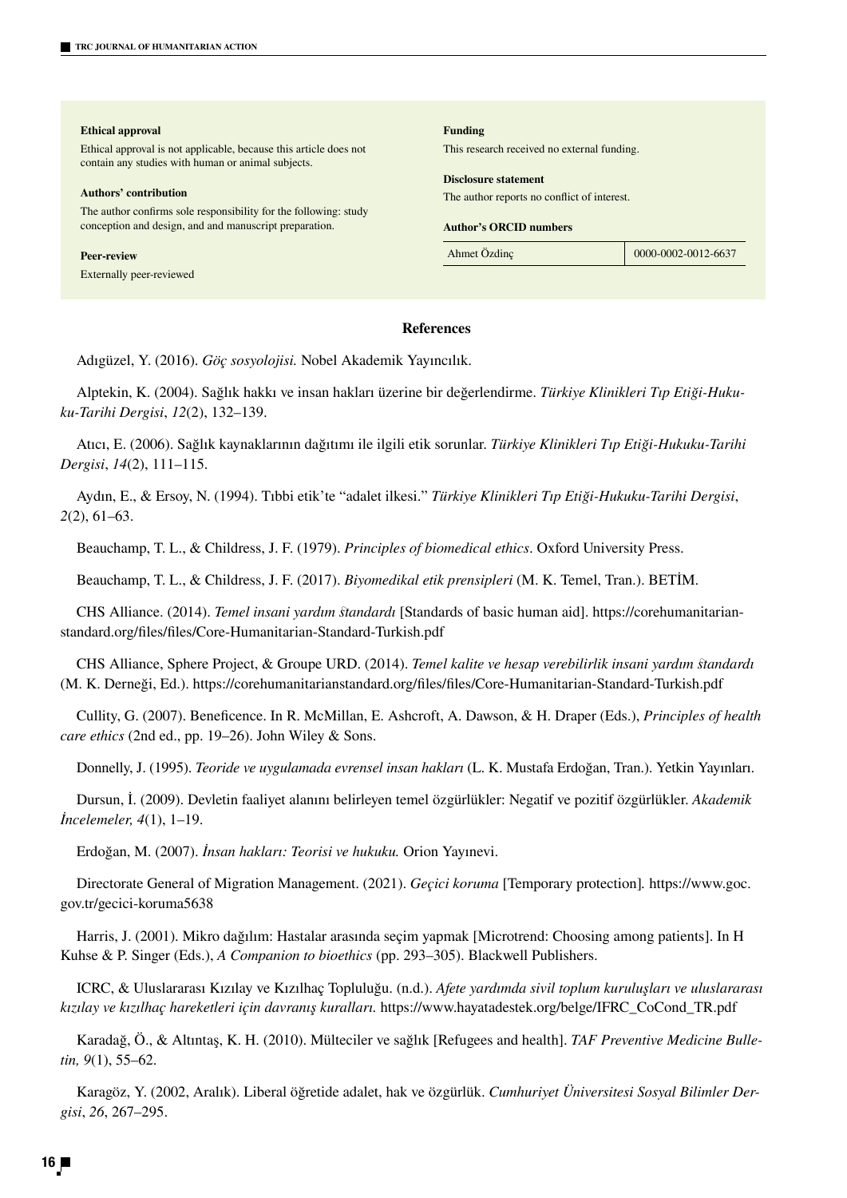**Ethical approval**

Ethical approval is not applicable, because this article does not contain any studies with human or animal subjects.

**Authors' contribution**

The author confirms sole responsibility for the following: study conception and design, and and manuscript preparation.

**Peer-review**

Externally peer-reviewed

**Funding**

This research received no external funding.

**Disclosure statement**

The author reports no conflict of interest.

**Author's ORCID numbers**

| | |
|---|---|
| Ahmet Özdinç | 0000-0002-0012-6637 |

## References

Adıgüzel, Y. (2016). *Göç sosyolojisi.* Nobel Akademik Yayıncılık.

Alptekin, K. (2004). Sağlık hakkı ve insan hakları üzerine bir değerlendirme. *Türkiye Klinikleri Tıp Etiği-Hukuku-Tarihi Dergisi*, *12*(2), 132–139.

Atıcı, E. (2006). Sağlık kaynaklarının dağıtımı ile ilgili etik sorunlar. *Türkiye Klinikleri Tıp Etiği-Hukuku-Tarihi Dergisi*, *14*(2), 111–115.

Aydın, E., & Ersoy, N. (1994). Tıbbi etik'te "adalet ilkesi." *Türkiye Klinikleri Tıp Etiği-Hukuku-Tarihi Dergisi*, *2*(2), 61–63.

Beauchamp, T. L., & Childress, J. F. (1979). *Principles of biomedical ethics*. Oxford University Press.

Beauchamp, T. L., & Childress, J. F. (2017). *Biyomedikal etik prensipleri* (M. K. Temel, Tran.). BETİM.

CHS Alliance. (2014). *Temel insani yardım ŝtandardı* [Standards of basic human aid]. https://corehumanitarianstandard.org/files/files/Core-Humanitarian-Standard-Turkish.pdf

CHS Alliance, Sphere Project, & Groupe URD. (2014). *Temel kalite ve hesap verebilirlik insani yardım ŝtandardı* (M. K. Derneği, Ed.). https://corehumanitarianstandard.org/files/files/Core-Humanitarian-Standard-Turkish.pdf

Cullity, G. (2007). Beneficence. In R. McMillan, E. Ashcroft, A. Dawson, & H. Draper (Eds.), *Principles of health care ethics* (2nd ed., pp. 19–26). John Wiley & Sons.

Donnelly, J. (1995). *Teoride ve uygulamada evrensel insan hakları* (L. K. Mustafa Erdoğan, Tran.). Yetkin Yayınları.

Dursun, İ. (2009). Devletin faaliyet alanını belirleyen temel özgürlükler: Negatif ve pozitif özgürlükler. *Akademik İncelemeler, 4*(1), 1–19.

Erdoğan, M. (2007). *İnsan hakları: Teorisi ve hukuku.* Orion Yayınevi.

Directorate General of Migration Management. (2021). *Geçici koruma* [Temporary protection]*.* https://www.goc.gov.tr/gecici-koruma5638

Harris, J. (2001). Mikro dağılım: Hastalar arasında seçim yapmak [Microtrend: Choosing among patients]. In H Kuhse & P. Singer (Eds.), *A Companion to bioethics* (pp. 293–305). Blackwell Publishers.

ICRC, & Uluslararası Kızılay ve Kızılhaç Topluluğu. (n.d.). *Afete yardımda sivil toplum kuruluşları ve uluslararası kızılay ve kızılhaç hareketleri için davranış kuralları.* https://www.hayatadestek.org/belge/IFRC_CoCond_TR.pdf

Karadağ, Ö., & Altıntaş, K. H. (2010). Mülteciler ve sağlık [Refugees and health]. *TAF Preventive Medicine Bulletin, 9*(1), 55–62.

Karagöz, Y. (2002, Aralık). Liberal öğretide adalet, hak ve özgürlük. *Cumhuriyet Üniversitesi Sosyal Bilimler Dergisi*, *26*, 267–295.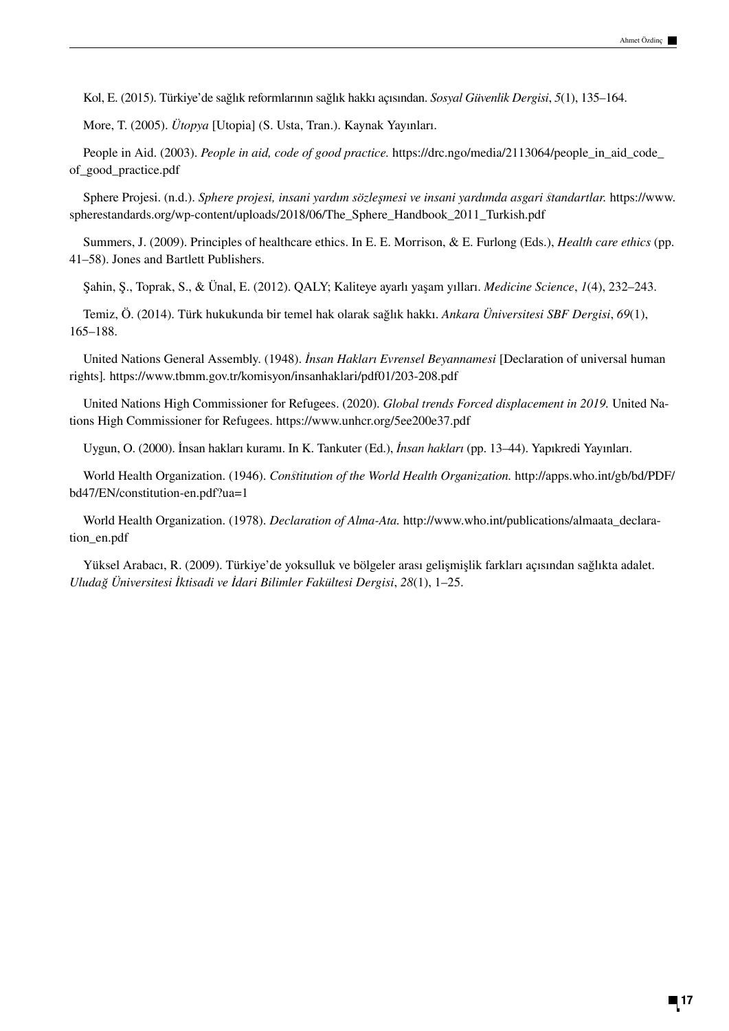Kol, E. (2015). Türkiye'de sağlık reformlarının sağlık hakkı açısından. *Sosyal Güvenlik Dergisi*, *5*(1), 135–164.

More, T. (2005). *Ütopya* [Utopia] (S. Usta, Tran.). Kaynak Yayınları.

People in Aid. (2003). *People in aid, code of good practice.* https://drc.ngo/media/2113064/people_in_aid_code_of_good_practice.pdf

Sphere Projesi. (n.d.). *Sphere projesi, insani yardım sözleşmesi ve insani yardımda asgari standartlar.* https://www.spherestandards.org/wp-content/uploads/2018/06/The_Sphere_Handbook_2011_Turkish.pdf

Summers, J. (2009). Principles of healthcare ethics. In E. E. Morrison, & E. Furlong (Eds.), *Health care ethics* (pp. 41–58). Jones and Bartlett Publishers.

Şahin, Ş., Toprak, S., & Ünal, E. (2012). QALY; Kaliteye ayarlı yaşam yılları. *Medicine Science*, *1*(4), 232–243.

Temiz, Ö. (2014). Türk hukukunda bir temel hak olarak sağlık hakkı. *Ankara Üniversitesi SBF Dergisi*, *69*(1), 165–188.

United Nations General Assembly. (1948). *İnsan Hakları Evrensel Beyannamesi* [Declaration of universal human rights]. https://www.tbmm.gov.tr/komisyon/insanhaklari/pdf01/203-208.pdf

United Nations High Commissioner for Refugees. (2020). *Global trends Forced displacement in 2019.* United Nations High Commissioner for Refugees. https://www.unhcr.org/5ee200e37.pdf

Uygun, O. (2000). İnsan hakları kuramı. In K. Tankuter (Ed.), *İnsan hakları* (pp. 13–44). Yapıkredi Yayınları.

World Health Organization. (1946). *Constitution of the World Health Organization.* http://apps.who.int/gb/bd/PDF/bd47/EN/constitution-en.pdf?ua=1

World Health Organization. (1978). *Declaration of Alma-Ata.* http://www.who.int/publications/almaata_declaration_en.pdf

Yüksel Arabacı, R. (2009). Türkiye'de yoksulluk ve bölgeler arası gelişmişlik farkları açısından sağlıkta adalet. *Uludağ Üniversitesi İktisadi ve İdari Bilimler Fakültesi Dergisi*, *28*(1), 1–25.